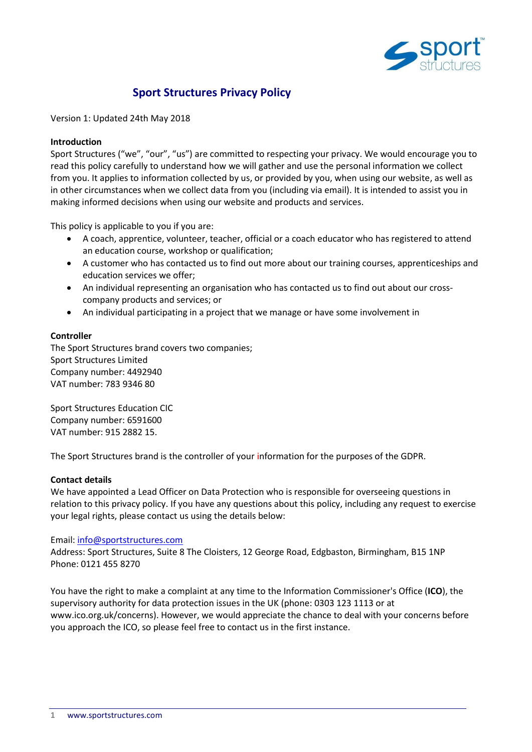# Sport Structures Privacy Policy

Version 1: Updated 24th May 2018

**Introduction**

Sport Structures ("we", "our", "us") are committed to respecting your privacy. We would encourage you to read this policy carefully to understand how we will gather and use the personal information we collect from you. It applies to information collected by us, or provided by you, when using our website, as well as in other circumstances when we collect data from you (including via email). It is intended to assist you in making informed decisions when using our website and products and services.

This policy is applicable to you if you are:

- A coach, apprentice, volunteer, teacher, official or a coach educator who has registered to attend an education course, workshop or qualification;
- A customer who has contacted us to find out more about our training courses, apprenticeships and education services we offer;
- An individual representing an organisation who has contacted us to find out about our cross-company products and services; or
- An individual participating in a project that we manage or have some involvement in

**Controller**

The Sport Structures brand covers two companies;
Sport Structures Limited
Company number: 4492940
VAT number: 783 9346 80

Sport Structures Education CIC
Company number: 6591600
VAT number: 915 2882 15.

The Sport Structures brand is the controller of your information for the purposes of the GDPR.

**Contact details**

We have appointed a Lead Officer on Data Protection who is responsible for overseeing questions in relation to this privacy policy. If you have any questions about this policy, including any request to exercise your legal rights, please contact us using the details below:

Email: info@sportstructures.com
Address: Sport Structures, Suite 8 The Cloisters, 12 George Road, Edgbaston, Birmingham, B15 1NP
Phone: 0121 455 8270

You have the right to make a complaint at any time to the Information Commissioner's Office (**ICO**), the supervisory authority for data protection issues in the UK (phone: 0303 123 1113 or at www.ico.org.uk/concerns). However, we would appreciate the chance to deal with your concerns before you approach the ICO, so please feel free to contact us in the first instance.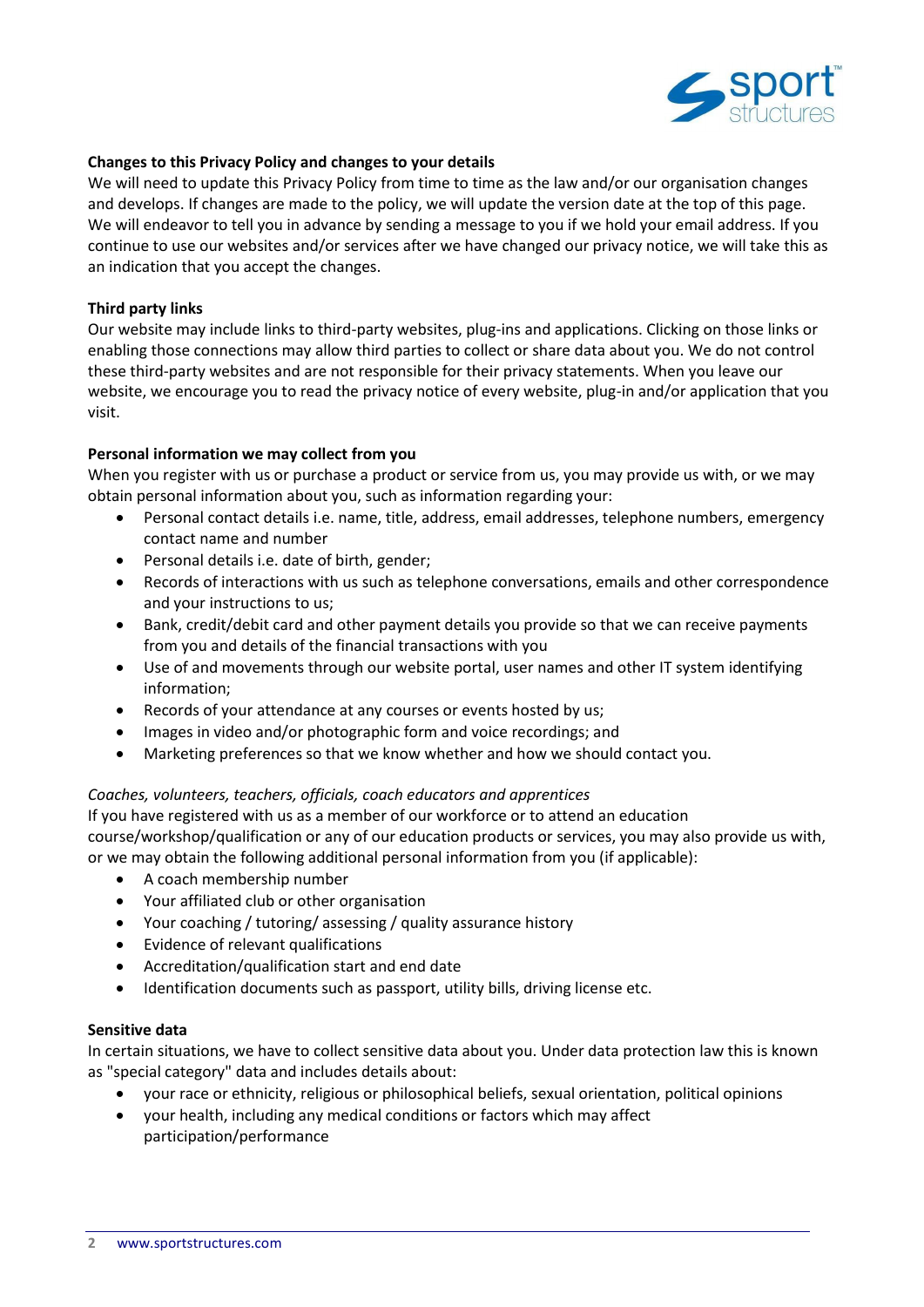**Changes to this Privacy Policy and changes to your details**

We will need to update this Privacy Policy from time to time as the law and/or our organisation changes and develops. If changes are made to the policy, we will update the version date at the top of this page. We will endeavor to tell you in advance by sending a message to you if we hold your email address. If you continue to use our websites and/or services after we have changed our privacy notice, we will take this as an indication that you accept the changes.

**Third party links**

Our website may include links to third-party websites, plug-ins and applications. Clicking on those links or enabling those connections may allow third parties to collect or share data about you. We do not control these third-party websites and are not responsible for their privacy statements. When you leave our website, we encourage you to read the privacy notice of every website, plug-in and/or application that you visit.

**Personal information we may collect from you**

When you register with us or purchase a product or service from us, you may provide us with, or we may obtain personal information about you, such as information regarding your:

- Personal contact details i.e. name, title, address, email addresses, telephone numbers, emergency contact name and number
- Personal details i.e. date of birth, gender;
- Records of interactions with us such as telephone conversations, emails and other correspondence and your instructions to us;
- Bank, credit/debit card and other payment details you provide so that we can receive payments from you and details of the financial transactions with you
- Use of and movements through our website portal, user names and other IT system identifying information;
- Records of your attendance at any courses or events hosted by us;
- Images in video and/or photographic form and voice recordings; and
- Marketing preferences so that we know whether and how we should contact you.

*Coaches, volunteers, teachers, officials, coach educators and apprentices*

If you have registered with us as a member of our workforce or to attend an education course/workshop/qualification or any of our education products or services, you may also provide us with, or we may obtain the following additional personal information from you (if applicable):

- A coach membership number
- Your affiliated club or other organisation
- Your coaching / tutoring/ assessing / quality assurance history
- Evidence of relevant qualifications
- Accreditation/qualification start and end date
- Identification documents such as passport, utility bills, driving license etc.

**Sensitive data**

In certain situations, we have to collect sensitive data about you. Under data protection law this is known as "special category" data and includes details about:

- your race or ethnicity, religious or philosophical beliefs, sexual orientation, political opinions
- your health, including any medical conditions or factors which may affect participation/performance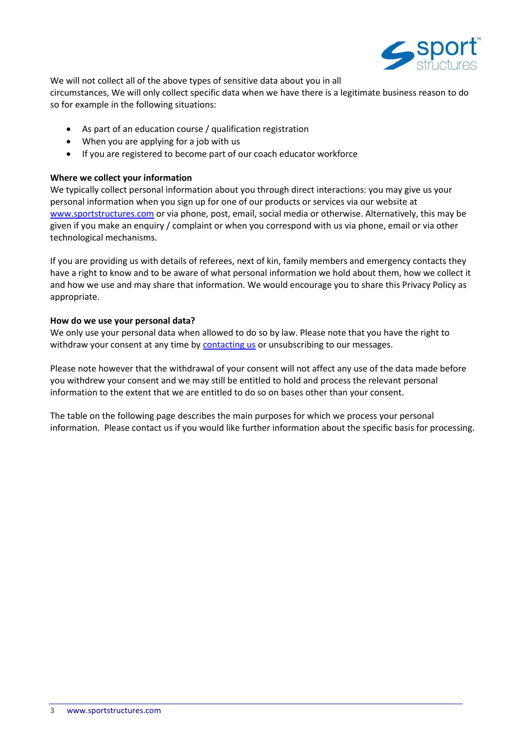We will not collect all of the above types of sensitive data about you in all circumstances, We will only collect specific data when we have there is a legitimate business reason to do so for example in the following situations:

- As part of an education course / qualification registration
- When you are applying for a job with us
- If you are registered to become part of our coach educator workforce

**Where we collect your information**

We typically collect personal information about you through direct interactions: you may give us your personal information when you sign up for one of our products or services via our website at www.sportstructures.com or via phone, post, email, social media or otherwise. Alternatively, this may be given if you make an enquiry / complaint or when you correspond with us via phone, email or via other technological mechanisms.

If you are providing us with details of referees, next of kin, family members and emergency contacts they have a right to know and to be aware of what personal information we hold about them, how we collect it and how we use and may share that information. We would encourage you to share this Privacy Policy as appropriate.

**How do we use your personal data?**

We only use your personal data when allowed to do so by law. Please note that you have the right to withdraw your consent at any time by contacting us or unsubscribing to our messages.

Please note however that the withdrawal of your consent will not affect any use of the data made before you withdrew your consent and we may still be entitled to hold and process the relevant personal information to the extent that we are entitled to do so on bases other than your consent.

The table on the following page describes the main purposes for which we process your personal information. Please contact us if you would like further information about the specific basis for processing.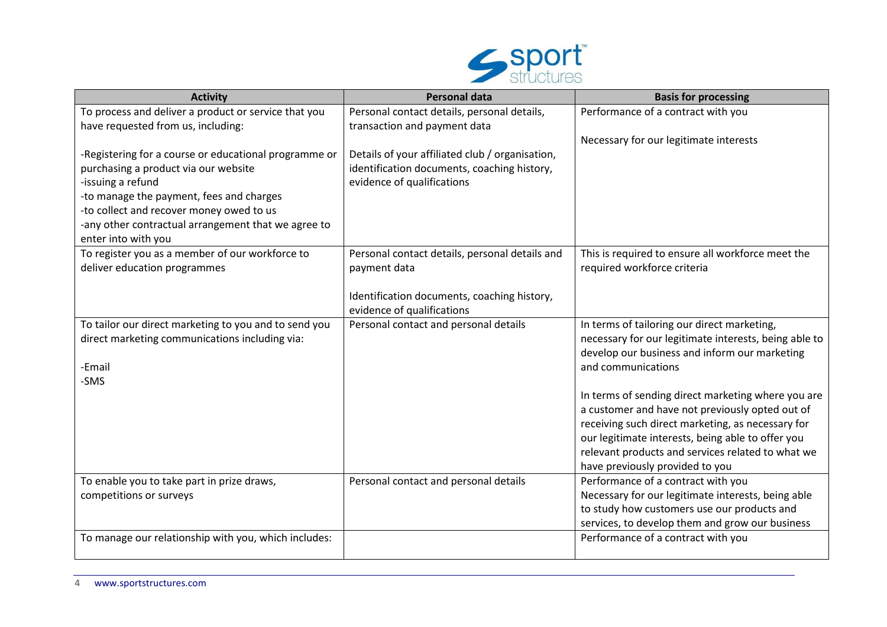| Activity | Personal data | Basis for processing |
| --- | --- | --- |
| To process and deliver a product or service that you have requested from us, including:<br><br>-Registering for a course or educational programme or purchasing a product via our website<br>-issuing a refund<br>-to manage the payment, fees and charges<br>-to collect and recover money owed to us<br>-any other contractual arrangement that we agree to enter into with you | Personal contact details, personal details, transaction and payment data<br><br>Details of your affiliated club / organisation, identification documents, coaching history, evidence of qualifications | Performance of a contract with you<br><br>Necessary for our legitimate interests |
| To register you as a member of our workforce to deliver education programmes | Personal contact details, personal details and payment data<br><br>Identification documents, coaching history, evidence of qualifications | This is required to ensure all workforce meet the required workforce criteria |
| To tailor our direct marketing to you and to send you direct marketing communications including via:<br><br>-Email<br>-SMS | Personal contact and personal details | In terms of tailoring our direct marketing, necessary for our legitimate interests, being able to develop our business and inform our marketing and communications<br><br>In terms of sending direct marketing where you are a customer and have not previously opted out of receiving such direct marketing, as necessary for our legitimate interests, being able to offer you relevant products and services related to what we have previously provided to you |
| To enable you to take part in prize draws, competitions or surveys | Personal contact and personal details | Performance of a contract with you<br>Necessary for our legitimate interests, being able to study how customers use our products and services, to develop them and grow our business |
| To manage our relationship with you, which includes: | | Performance of a contract with you |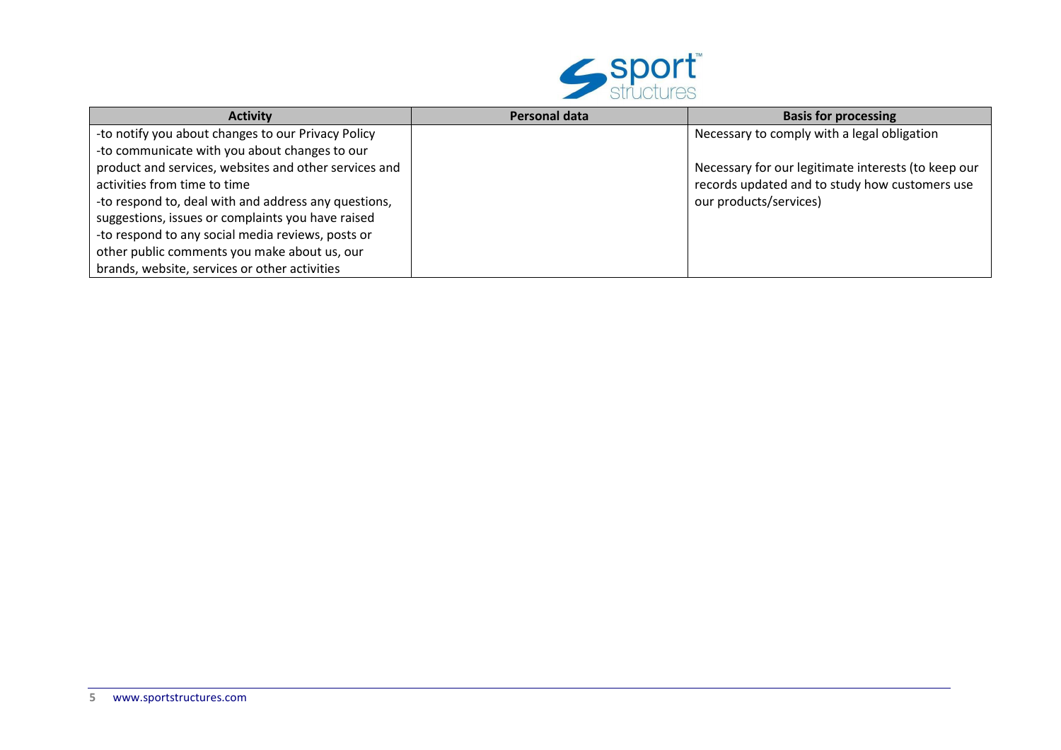| Activity | Personal data | Basis for processing |
|---|---|---|
| -to notify you about changes to our Privacy Policy<br>-to communicate with you about changes to our product and services, websites and other services and activities from time to time<br>-to respond to, deal with and address any questions, suggestions, issues or complaints you have raised<br>-to respond to any social media reviews, posts or other public comments you make about us, our brands, website, services or other activities | | Necessary to comply with a legal obligation<br><br>Necessary for our legitimate interests (to keep our records updated and to study how customers use our products/services) |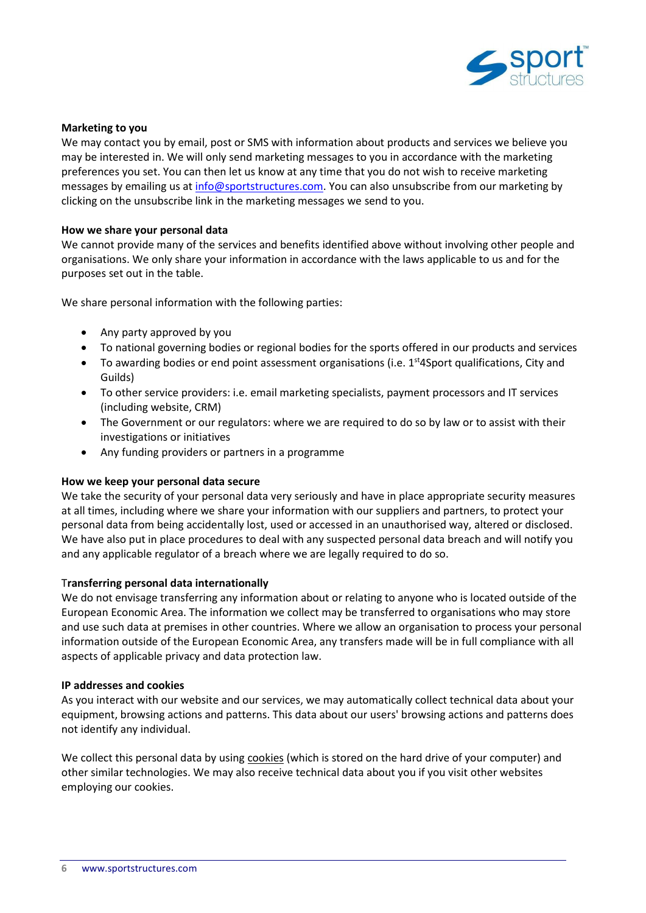**Marketing to you**

We may contact you by email, post or SMS with information about products and services we believe you may be interested in. We will only send marketing messages to you in accordance with the marketing preferences you set. You can then let us know at any time that you do not wish to receive marketing messages by emailing us at info@sportstructures.com. You can also unsubscribe from our marketing by clicking on the unsubscribe link in the marketing messages we send to you.

**How we share your personal data**

We cannot provide many of the services and benefits identified above without involving other people and organisations. We only share your information in accordance with the laws applicable to us and for the purposes set out in the table.

We share personal information with the following parties:

- Any party approved by you
- To national governing bodies or regional bodies for the sports offered in our products and services
- To awarding bodies or end point assessment organisations (i.e. 1st4Sport qualifications, City and Guilds)
- To other service providers: i.e. email marketing specialists, payment processors and IT services (including website, CRM)
- The Government or our regulators: where we are required to do so by law or to assist with their investigations or initiatives
- Any funding providers or partners in a programme

**How we keep your personal data secure**

We take the security of your personal data very seriously and have in place appropriate security measures at all times, including where we share your information with our suppliers and partners, to protect your personal data from being accidentally lost, used or accessed in an unauthorised way, altered or disclosed. We have also put in place procedures to deal with any suspected personal data breach and will notify you and any applicable regulator of a breach where we are legally required to do so.

**Transferring personal data internationally**

We do not envisage transferring any information about or relating to anyone who is located outside of the European Economic Area. The information we collect may be transferred to organisations who may store and use such data at premises in other countries. Where we allow an organisation to process your personal information outside of the European Economic Area, any transfers made will be in full compliance with all aspects of applicable privacy and data protection law.

**IP addresses and cookies**

As you interact with our website and our services, we may automatically collect technical data about your equipment, browsing actions and patterns. This data about our users' browsing actions and patterns does not identify any individual.

We collect this personal data by using cookies (which is stored on the hard drive of your computer) and other similar technologies. We may also receive technical data about you if you visit other websites employing our cookies.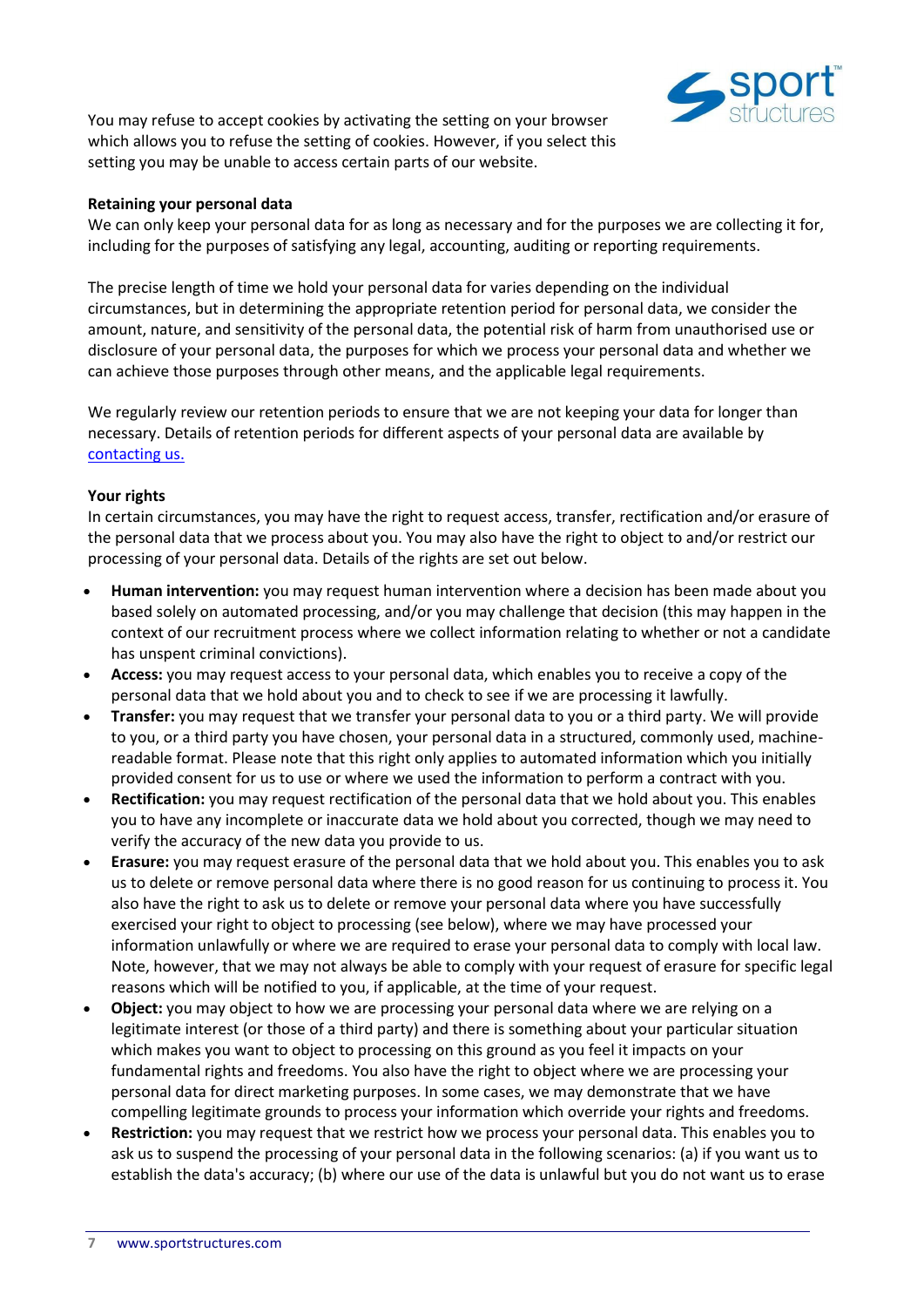You may refuse to accept cookies by activating the setting on your browser which allows you to refuse the setting of cookies. However, if you select this setting you may be unable to access certain parts of our website.

**Retaining your personal data**

We can only keep your personal data for as long as necessary and for the purposes we are collecting it for, including for the purposes of satisfying any legal, accounting, auditing or reporting requirements.

The precise length of time we hold your personal data for varies depending on the individual circumstances, but in determining the appropriate retention period for personal data, we consider the amount, nature, and sensitivity of the personal data, the potential risk of harm from unauthorised use or disclosure of your personal data, the purposes for which we process your personal data and whether we can achieve those purposes through other means, and the applicable legal requirements.

We regularly review our retention periods to ensure that we are not keeping your data for longer than necessary. Details of retention periods for different aspects of your personal data are available by contacting us.

**Your rights**

In certain circumstances, you may have the right to request access, transfer, rectification and/or erasure of the personal data that we process about you. You may also have the right to object to and/or restrict our processing of your personal data. Details of the rights are set out below.

- **Human intervention:** you may request human intervention where a decision has been made about you based solely on automated processing, and/or you may challenge that decision (this may happen in the context of our recruitment process where we collect information relating to whether or not a candidate has unspent criminal convictions).
- **Access:** you may request access to your personal data, which enables you to receive a copy of the personal data that we hold about you and to check to see if we are processing it lawfully.
- **Transfer:** you may request that we transfer your personal data to you or a third party. We will provide to you, or a third party you have chosen, your personal data in a structured, commonly used, machine-readable format. Please note that this right only applies to automated information which you initially provided consent for us to use or where we used the information to perform a contract with you.
- **Rectification:** you may request rectification of the personal data that we hold about you. This enables you to have any incomplete or inaccurate data we hold about you corrected, though we may need to verify the accuracy of the new data you provide to us.
- **Erasure:** you may request erasure of the personal data that we hold about you. This enables you to ask us to delete or remove personal data where there is no good reason for us continuing to process it. You also have the right to ask us to delete or remove your personal data where you have successfully exercised your right to object to processing (see below), where we may have processed your information unlawfully or where we are required to erase your personal data to comply with local law. Note, however, that we may not always be able to comply with your request of erasure for specific legal reasons which will be notified to you, if applicable, at the time of your request.
- **Object:** you may object to how we are processing your personal data where we are relying on a legitimate interest (or those of a third party) and there is something about your particular situation which makes you want to object to processing on this ground as you feel it impacts on your fundamental rights and freedoms. You also have the right to object where we are processing your personal data for direct marketing purposes. In some cases, we may demonstrate that we have compelling legitimate grounds to process your information which override your rights and freedoms.
- **Restriction:** you may request that we restrict how we process your personal data. This enables you to ask us to suspend the processing of your personal data in the following scenarios: (a) if you want us to establish the data's accuracy; (b) where our use of the data is unlawful but you do not want us to erase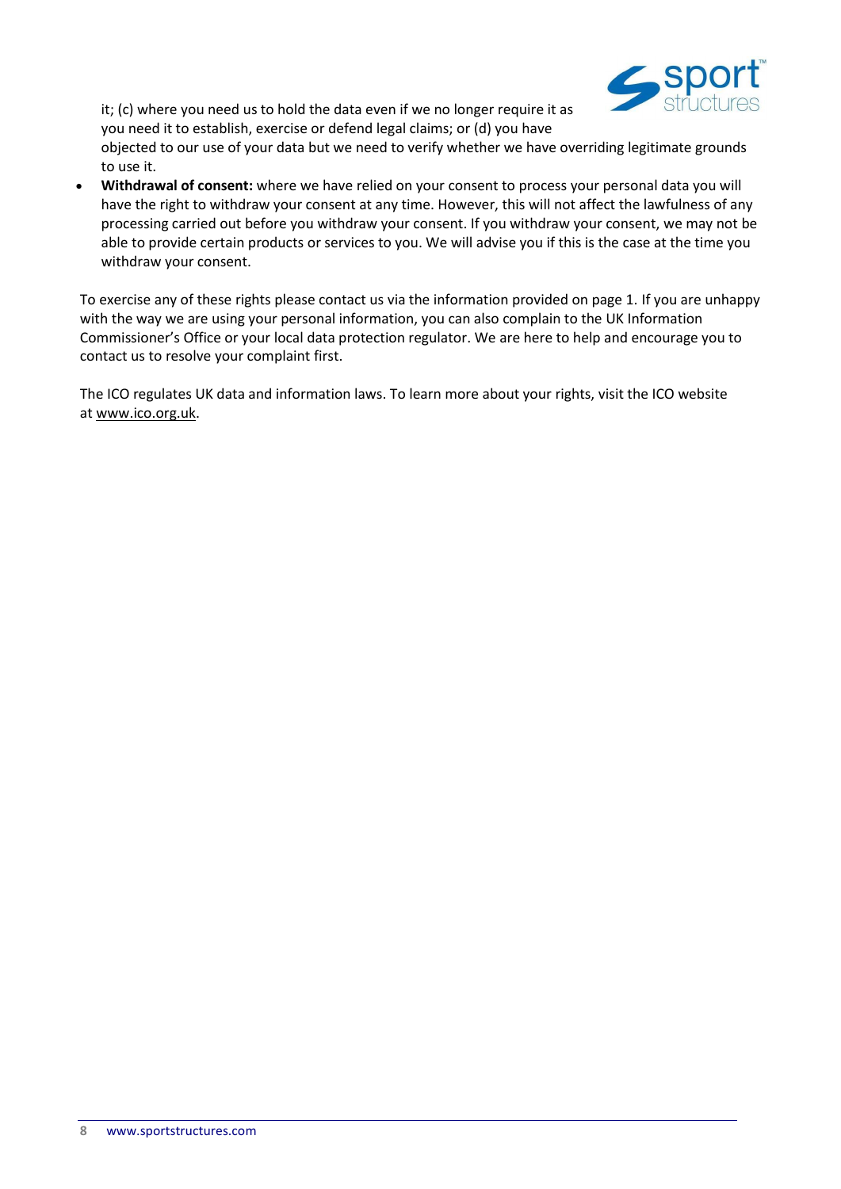it; (c) where you need us to hold the data even if we no longer require it as you need it to establish, exercise or defend legal claims; or (d) you have objected to our use of your data but we need to verify whether we have overriding legitimate grounds to use it.

- **Withdrawal of consent:** where we have relied on your consent to process your personal data you will have the right to withdraw your consent at any time. However, this will not affect the lawfulness of any processing carried out before you withdraw your consent. If you withdraw your consent, we may not be able to provide certain products or services to you. We will advise you if this is the case at the time you withdraw your consent.

To exercise any of these rights please contact us via the information provided on page 1. If you are unhappy with the way we are using your personal information, you can also complain to the UK Information Commissioner's Office or your local data protection regulator. We are here to help and encourage you to contact us to resolve your complaint first.

The ICO regulates UK data and information laws. To learn more about your rights, visit the ICO website at www.ico.org.uk.